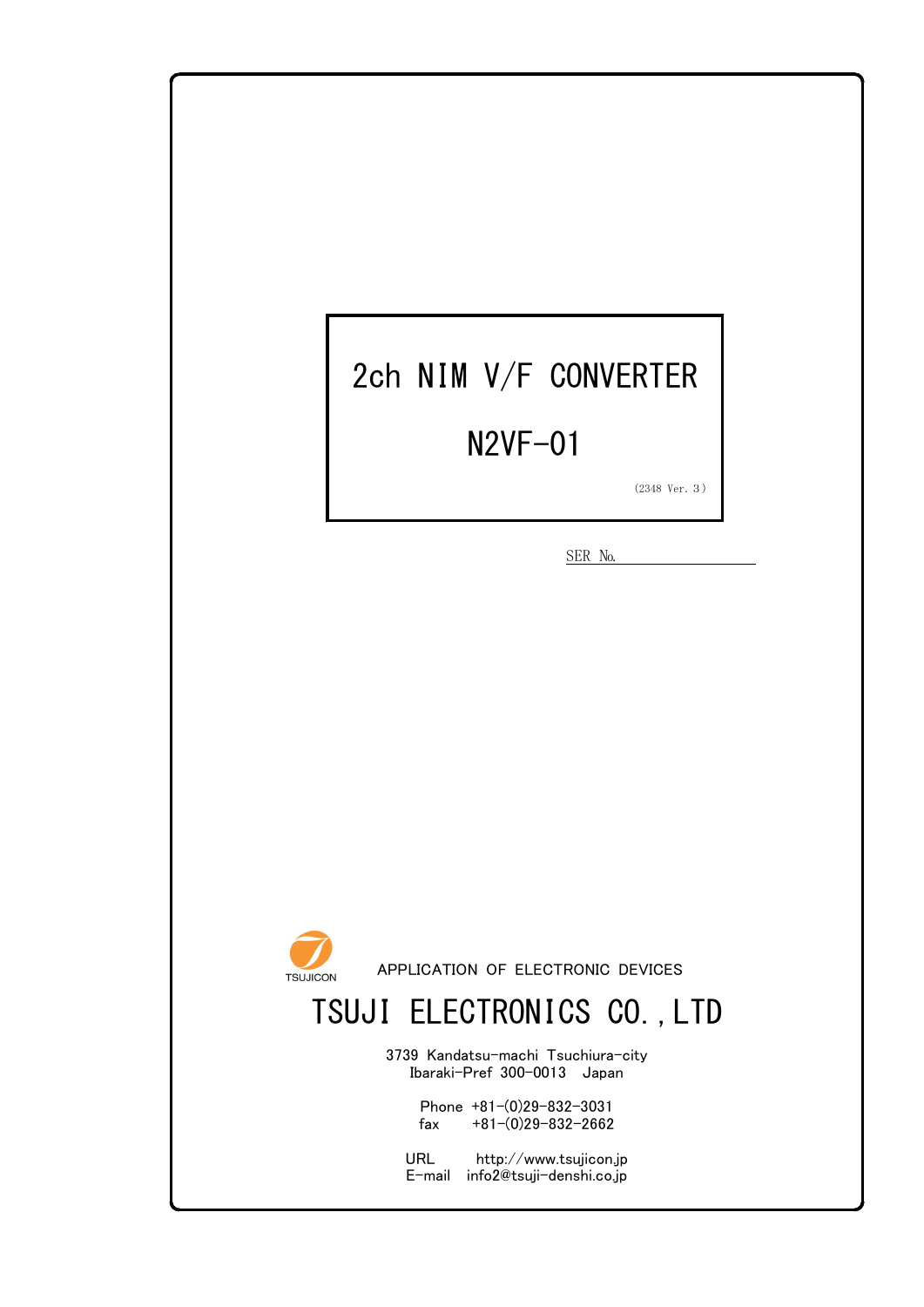# 2ch NIM V/F CONVERTER

# N2VF-01

(2348 Ver. 3)

SER No.\_\_\_\_\_\_\_\_\_\_\_\_\_\_\_\_

TSUJICON

APPLICATION OF ELECTRONIC DEVICES

## TSUJI ELECTRONICS CO.,LTD

3739 Kandatsu-machi Tsuchiura-city
Ibaraki-Pref 300-0013 Japan

Phone +81-(0)29-832-3031
fax +81-(0)29-832-2662

URL http://www.tsujicon.jp
E-mail info2@tsuji-denshi.co.jp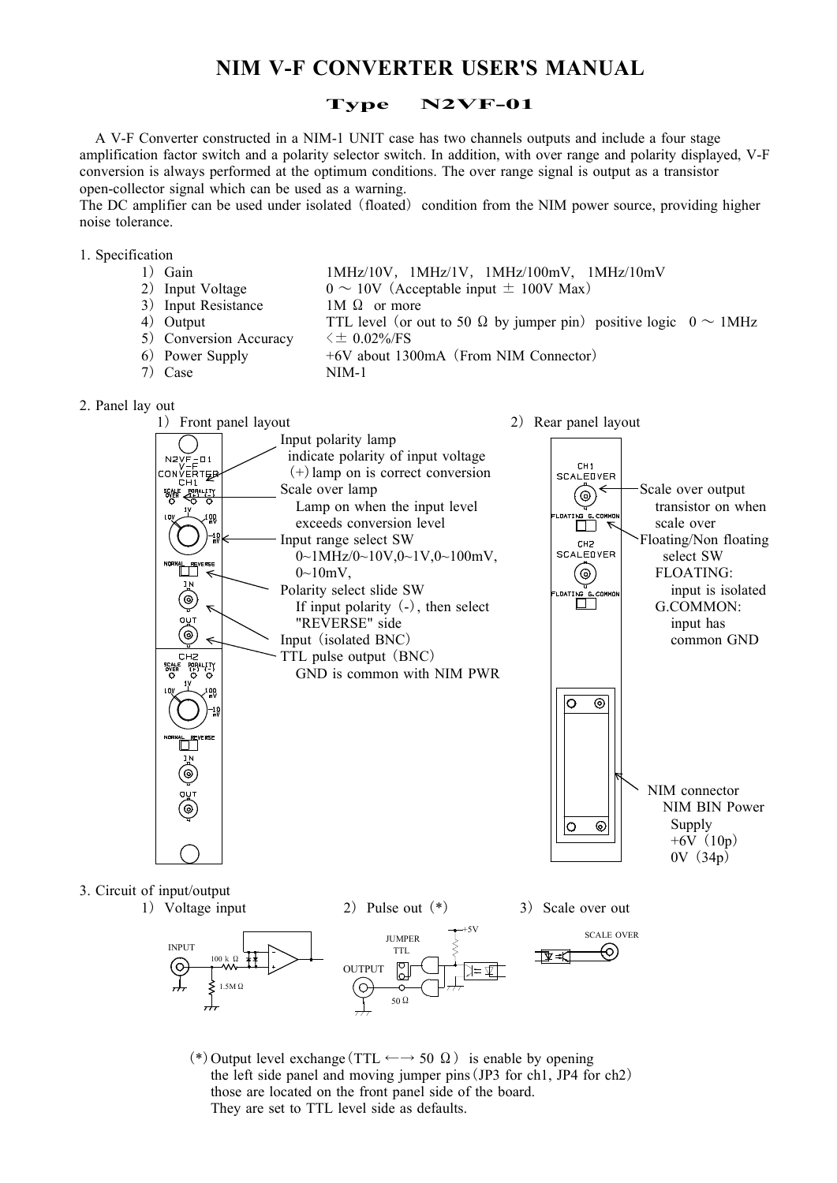# NIM V-F CONVERTER USER'S MANUAL

## Type N2VF-01

A V-F Converter constructed in a NIM-1 UNIT case has two channels outputs and include a four stage amplification factor switch and a polarity selector switch. In addition, with over range and polarity displayed, V-F conversion is always performed at the optimum conditions. The over range signal is output as a transistor open-collector signal which can be used as a warning.
The DC amplifier can be used under isolated（floated） condition from the NIM power source, providing higher noise tolerance.

1. Specification

| | | |
|---|---|---|
| 1） | Gain | 1MHz/10V，1MHz/1V，1MHz/100mV，1MHz/10mV |
| 2） | Input Voltage | 0 ～ 10V（Acceptable input ± 100V Max） |
| 3） | Input Resistance | 1M Ω or more |
| 4） | Output | TTL level（or out to 50 Ω by jumper pin） positive logic 0 ～ 1MHz |
| 5） | Conversion Accuracy | ＜± 0.02%/FS |
| 6） | Power Supply | +6V about 1300mA（From NIM Connector） |
| 7） | Case | NIM-1 |

2. Panel lay out

1） Front panel layout

N2VF-01
V-F
CONVERTER
CH1
SCALE OVER
PORALITY (+) (-)
1V
10V
100 mV
10 mV
NORMAL REVERSE
IN
OUT
CH2
SCALE OVER
PORALITY (+) (-)
1V
10V
100 mV
10 mV
NORMAL REVERSE
IN
OUT

Input polarity lamp
indicate polarity of input voltage
(+) lamp on is correct conversion

Scale over lamp
Lamp on when the input level exceeds conversion level

Input range select SW
0~1MHz/0~10V,0~1V,0~100mV, 0~10mV,

Polarity select slide SW
If input polarity（-）, then select "REVERSE" side

Input（isolated BNC）

TTL pulse output（BNC）
GND is common with NIM PWR

2） Rear panel layout

CH1
SCALEOVER
FLOATING G.COMMON
CH2
SCALEOVER
FLOATING G.COMMON

Scale over output
transistor on when scale over

Floating/Non floating select SW
FLOATING:
input is isolated
G.COMMON:
input has common GND

NIM connector
NIM BIN Power Supply
+6V（10p）
0V（34p）

3. Circuit of input/output

1） Voltage input

INPUT
100 k Ω
1.5M Ω

2） Pulse out（*）

JUMPER
TTL
+5V
OUTPUT
50 Ω

3） Scale over out

SCALE OVER

（*）Output level exchange（TTL ←→ 50 Ω） is enable by opening the left side panel and moving jumper pins（JP3 for ch1, JP4 for ch2） those are located on the front panel side of the board.
They are set to TTL level side as defaults.